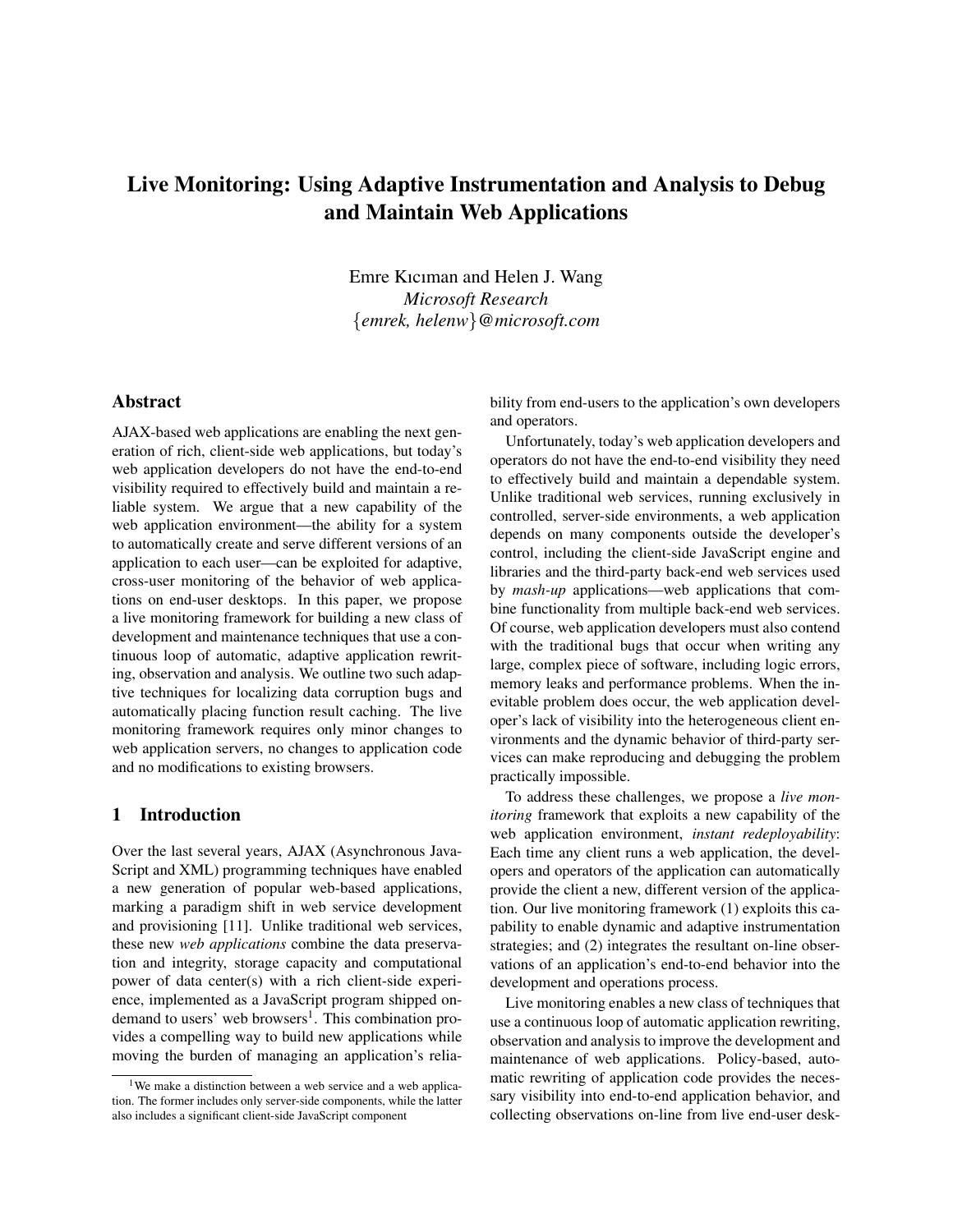# Live Monitoring: Using Adaptive Instrumentation and Analysis to Debug and Maintain Web Applications

Emre Kıcıman and Helen J. Wang
*Microsoft Research*
{*emrek, helenw*}*@microsoft.com*

## Abstract

AJAX-based web applications are enabling the next generation of rich, client-side web applications, but today's web application developers do not have the end-to-end visibility required to effectively build and maintain a reliable system. We argue that a new capability of the web application environment—the ability for a system to automatically create and serve different versions of an application to each user—can be exploited for adaptive, cross-user monitoring of the behavior of web applications on end-user desktops. In this paper, we propose a live monitoring framework for building a new class of development and maintenance techniques that use a continuous loop of automatic, adaptive application rewriting, observation and analysis. We outline two such adaptive techniques for localizing data corruption bugs and automatically placing function result caching. The live monitoring framework requires only minor changes to web application servers, no changes to application code and no modifications to existing browsers.

## 1 Introduction

Over the last several years, AJAX (Asynchronous JavaScript and XML) programming techniques have enabled a new generation of popular web-based applications, marking a paradigm shift in web service development and provisioning [11]. Unlike traditional web services, these new *web applications* combine the data preservation and integrity, storage capacity and computational power of data center(s) with a rich client-side experience, implemented as a JavaScript program shipped on-demand to users' web browsers[1]. This combination provides a compelling way to build new applications while moving the burden of managing an application's reliability from end-users to the application's own developers and operators.

Unfortunately, today's web application developers and operators do not have the end-to-end visibility they need to effectively build and maintain a dependable system. Unlike traditional web services, running exclusively in controlled, server-side environments, a web application depends on many components outside the developer's control, including the client-side JavaScript engine and libraries and the third-party back-end web services used by *mash-up* applications—web applications that combine functionality from multiple back-end web services. Of course, web application developers must also contend with the traditional bugs that occur when writing any large, complex piece of software, including logic errors, memory leaks and performance problems. When the inevitable problem does occur, the web application developer's lack of visibility into the heterogeneous client environments and the dynamic behavior of third-party services can make reproducing and debugging the problem practically impossible.

To address these challenges, we propose a *live monitoring* framework that exploits a new capability of the web application environment, *instant redeployability*: Each time any client runs a web application, the developers and operators of the application can automatically provide the client a new, different version of the application. Our live monitoring framework (1) exploits this capability to enable dynamic and adaptive instrumentation strategies; and (2) integrates the resultant on-line observations of an application's end-to-end behavior into the development and operations process.

Live monitoring enables a new class of techniques that use a continuous loop of automatic application rewriting, observation and analysis to improve the development and maintenance of web applications. Policy-based, automatic rewriting of application code provides the necessary visibility into end-to-end application behavior, and collecting observations on-line from live end-user desk-

[1] We make a distinction between a web service and a web application. The former includes only server-side components, while the latter also includes a significant client-side JavaScript component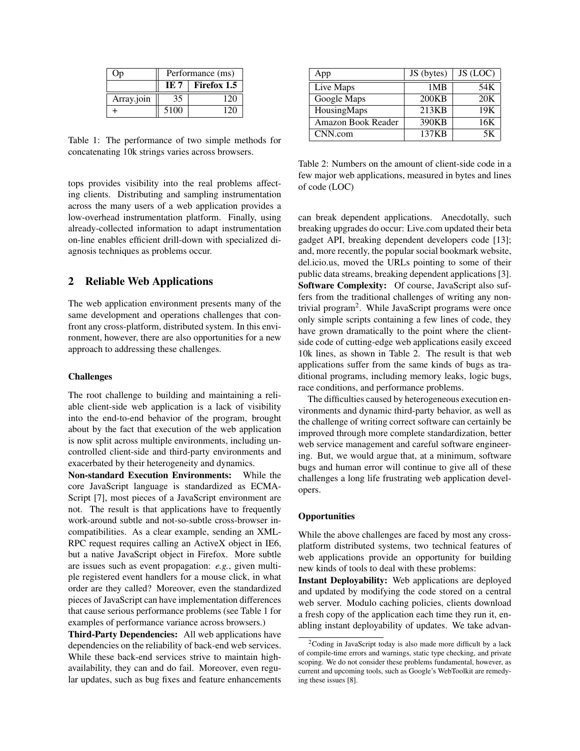| Op | Performance (ms) | |
|---|---|---|
| | **IE 7** | **Firefox 1.5** |
| Array.join | 35 | 120 |
| + | 5100 | 120 |

Table 1: The performance of two simple methods for concatenating 10k strings varies across browsers.

tops provides visibility into the real problems affecting clients. Distributing and sampling instrumentation across the many users of a web application provides a low-overhead instrumentation platform. Finally, using already-collected information to adapt instrumentation on-line enables efficient drill-down with specialized diagnosis techniques as problems occur.

## 2 Reliable Web Applications

The web application environment presents many of the same development and operations challenges that confront any cross-platform, distributed system. In this environment, however, there are also opportunities for a new approach to addressing these challenges.

### Challenges

The root challenge to building and maintaining a reliable client-side web application is a lack of visibility into the end-to-end behavior of the program, brought about by the fact that execution of the web application is now split across multiple environments, including uncontrolled client-side and third-party environments and exacerbated by their heterogeneity and dynamics.

**Non-standard Execution Environments:** While the core JavaScript language is standardized as ECMAScript [7], most pieces of a JavaScript environment are not. The result is that applications have to frequently work-around subtle and not-so-subtle cross-browser incompatibilities. As a clear example, sending an XML-RPC request requires calling an ActiveX object in IE6, but a native JavaScript object in Firefox. More subtle are issues such as event propagation: *e.g.*, given multiple registered event handlers for a mouse click, in what order are they called? Moreover, even the standardized pieces of JavaScript can have implementation differences that cause serious performance problems (see Table 1 for examples of performance variance across browsers.)

**Third-Party Dependencies:** All web applications have dependencies on the reliability of back-end web services. While these back-end services strive to maintain high-availability, they can and do fail. Moreover, even regular updates, such as bug fixes and feature enhancements can break dependent applications. Anecdotally, such breaking upgrades do occur: Live.com updated their beta gadget API, breaking dependent developers code [13]; and, more recently, the popular social bookmark website, del.icio.us, moved the URLs pointing to some of their public data streams, breaking dependent applications [3].

| App | JS (bytes) | JS (LOC) |
|---|---|---|
| Live Maps | 1MB | 54K |
| Google Maps | 200KB | 20K |
| HousingMaps | 213KB | 19K |
| Amazon Book Reader | 390KB | 16K |
| CNN.com | 137KB | 5K |

Table 2: Numbers on the amount of client-side code in a few major web applications, measured in bytes and lines of code (LOC)

**Software Complexity:** Of course, JavaScript also suffers from the traditional challenges of writing any non-trivial program[2]. While JavaScript programs were once only simple scripts containing a few lines of code, they have grown dramatically to the point where the client-side code of cutting-edge web applications easily exceed 10k lines, as shown in Table 2. The result is that web applications suffer from the same kinds of bugs as traditional programs, including memory leaks, logic bugs, race conditions, and performance problems.

The difficulties caused by heterogeneous execution environments and dynamic third-party behavior, as well as the challenge of writing correct software can certainly be improved through more complete standardization, better web service management and careful software engineering. But, we would argue that, at a minimum, software bugs and human error will continue to give all of these challenges a long life frustrating web application developers.

### Opportunities

While the above challenges are faced by most any cross-platform distributed systems, two technical features of web applications provide an opportunity for building new kinds of tools to deal with these problems:

**Instant Deployability:** Web applications are deployed and updated by modifying the code stored on a central web server. Modulo caching policies, clients download a fresh copy of the application each time they run it, enabling instant deployability of updates. We take advan-

[2] Coding in JavaScript today is also made more difficult by a lack of compile-time errors and warnings, static type checking, and private scoping. We do not consider these problems fundamental, however, as current and upcoming tools, such as Google's WebToolkit are remedying these issues [8].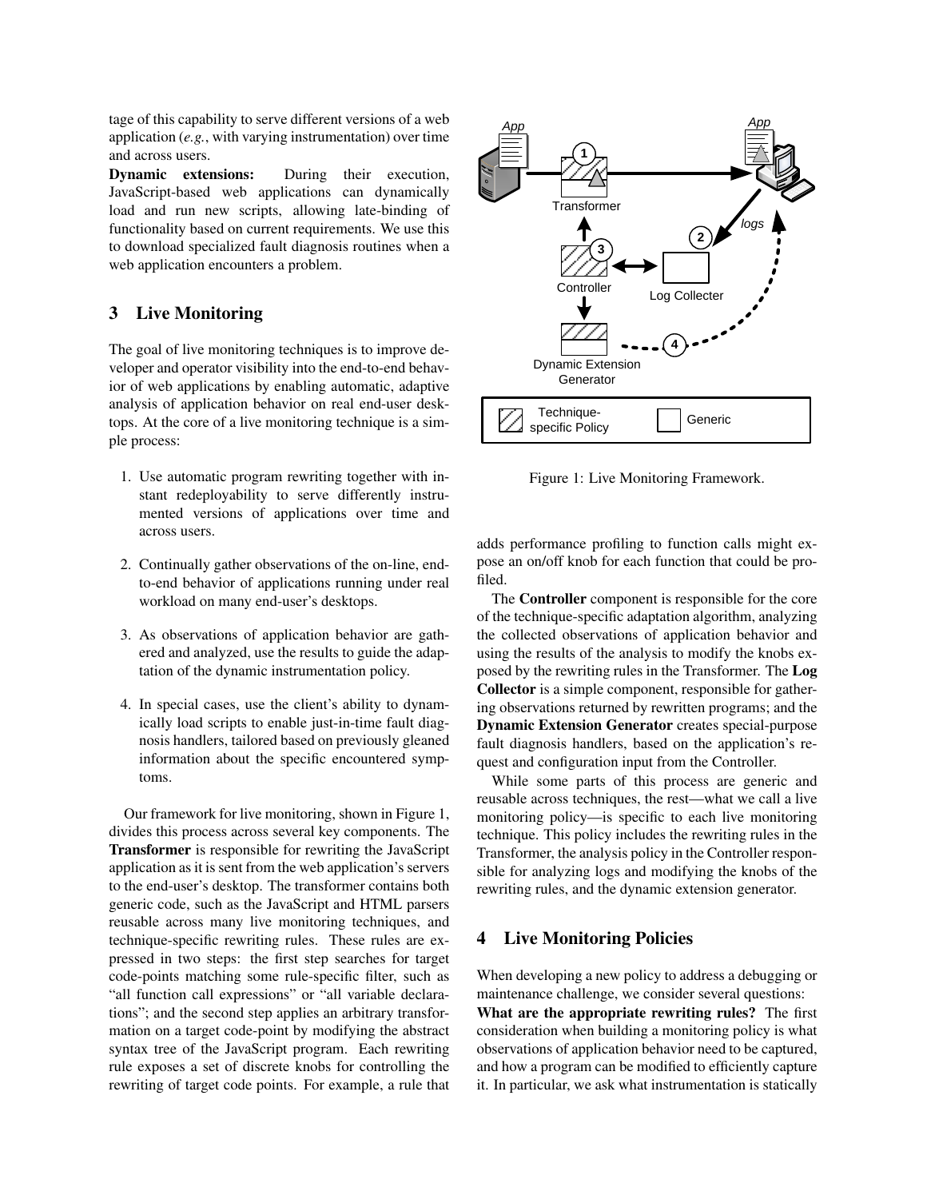tage of this capability to serve different versions of a web application (*e.g.*, with varying instrumentation) over time and across users.

**Dynamic extensions:** During their execution, JavaScript-based web applications can dynamically load and run new scripts, allowing late-binding of functionality based on current requirements. We use this to download specialized fault diagnosis routines when a web application encounters a problem.

## 3 Live Monitoring

The goal of live monitoring techniques is to improve developer and operator visibility into the end-to-end behavior of web applications by enabling automatic, adaptive analysis of application behavior on real end-user desktops. At the core of a live monitoring technique is a simple process:

1. Use automatic program rewriting together with instant redeployability to serve differently instrumented versions of applications over time and across users.
2. Continually gather observations of the on-line, end-to-end behavior of applications running under real workload on many end-user's desktops.
3. As observations of application behavior are gathered and analyzed, use the results to guide the adaptation of the dynamic instrumentation policy.
4. In special cases, use the client's ability to dynamically load scripts to enable just-in-time fault diagnosis handlers, tailored based on previously gleaned information about the specific encountered symptoms.

Our framework for live monitoring, shown in Figure 1, divides this process across several key components. The **Transformer** is responsible for rewriting the JavaScript application as it is sent from the web application's servers to the end-user's desktop. The transformer contains both generic code, such as the JavaScript and HTML parsers reusable across many live monitoring techniques, and technique-specific rewriting rules. These rules are expressed in two steps: the first step searches for target code-points matching some rule-specific filter, such as "all function call expressions" or "all variable declarations"; and the second step applies an arbitrary transformation on a target code-point by modifying the abstract syntax tree of the JavaScript program. Each rewriting rule exposes a set of discrete knobs for controlling the rewriting of target code points. For example, a rule that adds performance profiling to function calls might expose an on/off knob for each function that could be profiled.

Figure 1: Live Monitoring Framework.

The **Controller** component is responsible for the core of the technique-specific adaptation algorithm, analyzing the collected observations of application behavior and using the results of the analysis to modify the knobs exposed by the rewriting rules in the Transformer. The **Log Collector** is a simple component, responsible for gathering observations returned by rewritten programs; and the **Dynamic Extension Generator** creates special-purpose fault diagnosis handlers, based on the application's request and configuration input from the Controller.

While some parts of this process are generic and reusable across techniques, the rest—what we call a live monitoring policy—is specific to each live monitoring technique. This policy includes the rewriting rules in the Transformer, the analysis policy in the Controller responsible for analyzing logs and modifying the knobs of the rewriting rules, and the dynamic extension generator.

## 4 Live Monitoring Policies

When developing a new policy to address a debugging or maintenance challenge, we consider several questions:

**What are the appropriate rewriting rules?** The first consideration when building a monitoring policy is what observations of application behavior need to be captured, and how a program can be modified to efficiently capture it. In particular, we ask what instrumentation is statically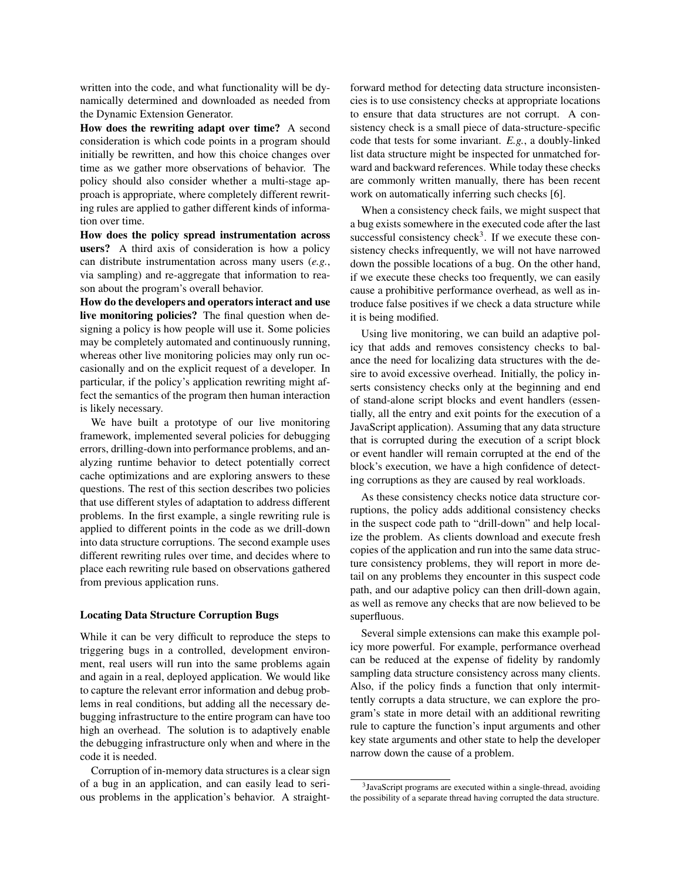written into the code, and what functionality will be dynamically determined and downloaded as needed from the Dynamic Extension Generator.

**How does the rewriting adapt over time?** A second consideration is which code points in a program should initially be rewritten, and how this choice changes over time as we gather more observations of behavior. The policy should also consider whether a multi-stage approach is appropriate, where completely different rewriting rules are applied to gather different kinds of information over time.

**How does the policy spread instrumentation across users?** A third axis of consideration is how a policy can distribute instrumentation across many users (*e.g.*, via sampling) and re-aggregate that information to reason about the program's overall behavior.

**How do the developers and operators interact and use live monitoring policies?** The final question when designing a policy is how people will use it. Some policies may be completely automated and continuously running, whereas other live monitoring policies may only run occasionally and on the explicit request of a developer. In particular, if the policy's application rewriting might affect the semantics of the program then human interaction is likely necessary.

We have built a prototype of our live monitoring framework, implemented several policies for debugging errors, drilling-down into performance problems, and analyzing runtime behavior to detect potentially correct cache optimizations and are exploring answers to these questions. The rest of this section describes two policies that use different styles of adaptation to address different problems. In the first example, a single rewriting rule is applied to different points in the code as we drill-down into data structure corruptions. The second example uses different rewriting rules over time, and decides where to place each rewriting rule based on observations gathered from previous application runs.

### Locating Data Structure Corruption Bugs

While it can be very difficult to reproduce the steps to triggering bugs in a controlled, development environment, real users will run into the same problems again and again in a real, deployed application. We would like to capture the relevant error information and debug problems in real conditions, but adding all the necessary debugging infrastructure to the entire program can have too high an overhead. The solution is to adaptively enable the debugging infrastructure only when and where in the code it is needed.

Corruption of in-memory data structures is a clear sign of a bug in an application, and can easily lead to serious problems in the application's behavior. A straightforward method for detecting data structure inconsistencies is to use consistency checks at appropriate locations to ensure that data structures are not corrupt. A consistency check is a small piece of data-structure-specific code that tests for some invariant. *E.g.*, a doubly-linked list data structure might be inspected for unmatched forward and backward references. While today these checks are commonly written manually, there has been recent work on automatically inferring such checks [6].

When a consistency check fails, we might suspect that a bug exists somewhere in the executed code after the last successful consistency check[3]. If we execute these consistency checks infrequently, we will not have narrowed down the possible locations of a bug. On the other hand, if we execute these checks too frequently, we can easily cause a prohibitive performance overhead, as well as introduce false positives if we check a data structure while it is being modified.

Using live monitoring, we can build an adaptive policy that adds and removes consistency checks to balance the need for localizing data structures with the desire to avoid excessive overhead. Initially, the policy inserts consistency checks only at the beginning and end of stand-alone script blocks and event handlers (essentially, all the entry and exit points for the execution of a JavaScript application). Assuming that any data structure that is corrupted during the execution of a script block or event handler will remain corrupted at the end of the block's execution, we have a high confidence of detecting corruptions as they are caused by real workloads.

As these consistency checks notice data structure corruptions, the policy adds additional consistency checks in the suspect code path to "drill-down" and help localize the problem. As clients download and execute fresh copies of the application and run into the same data structure consistency problems, they will report in more detail on any problems they encounter in this suspect code path, and our adaptive policy can then drill-down again, as well as remove any checks that are now believed to be superfluous.

Several simple extensions can make this example policy more powerful. For example, performance overhead can be reduced at the expense of fidelity by randomly sampling data structure consistency across many clients. Also, if the policy finds a function that only intermittently corrupts a data structure, we can explore the program's state in more detail with an additional rewriting rule to capture the function's input arguments and other key state arguments and other state to help the developer narrow down the cause of a problem.

[3] JavaScript programs are executed within a single-thread, avoiding the possibility of a separate thread having corrupted the data structure.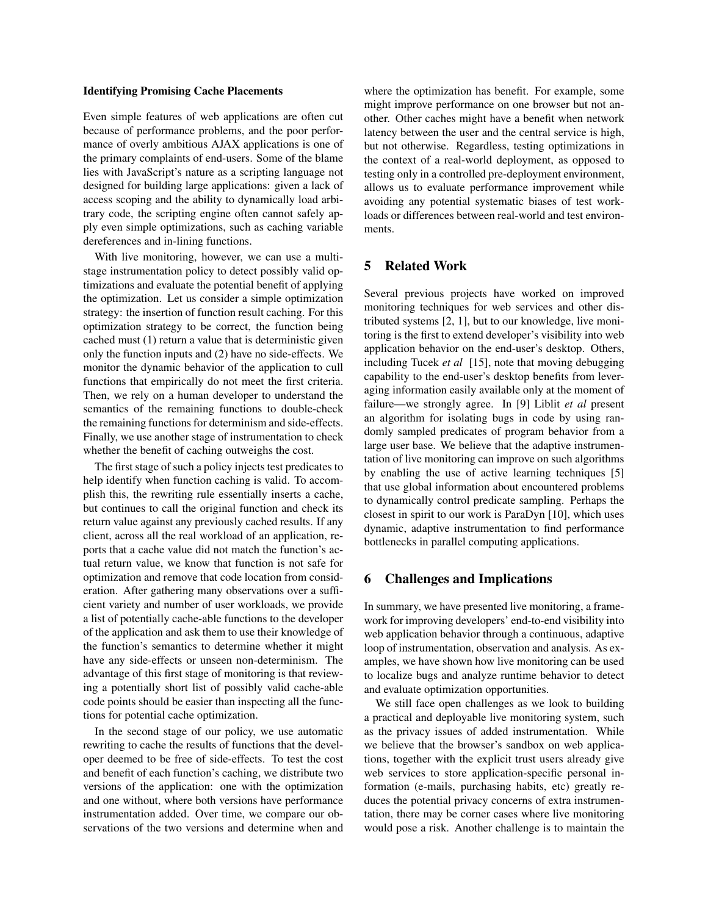**Identifying Promising Cache Placements**

Even simple features of web applications are often cut because of performance problems, and the poor performance of overly ambitious AJAX applications is one of the primary complaints of end-users. Some of the blame lies with JavaScript's nature as a scripting language not designed for building large applications: given a lack of access scoping and the ability to dynamically load arbitrary code, the scripting engine often cannot safely apply even simple optimizations, such as caching variable dereferences and in-lining functions.

With live monitoring, however, we can use a multi-stage instrumentation policy to detect possibly valid optimizations and evaluate the potential benefit of applying the optimization. Let us consider a simple optimization strategy: the insertion of function result caching. For this optimization strategy to be correct, the function being cached must (1) return a value that is deterministic given only the function inputs and (2) have no side-effects. We monitor the dynamic behavior of the application to cull functions that empirically do not meet the first criteria. Then, we rely on a human developer to understand the semantics of the remaining functions to double-check the remaining functions for determinism and side-effects. Finally, we use another stage of instrumentation to check whether the benefit of caching outweighs the cost.

The first stage of such a policy injects test predicates to help identify when function caching is valid. To accomplish this, the rewriting rule essentially inserts a cache, but continues to call the original function and check its return value against any previously cached results. If any client, across all the real workload of an application, reports that a cache value did not match the function's actual return value, we know that function is not safe for optimization and remove that code location from consideration. After gathering many observations over a sufficient variety and number of user workloads, we provide a list of potentially cache-able functions to the developer of the application and ask them to use their knowledge of the function's semantics to determine whether it might have any side-effects or unseen non-determinism. The advantage of this first stage of monitoring is that reviewing a potentially short list of possibly valid cache-able code points should be easier than inspecting all the functions for potential cache optimization.

In the second stage of our policy, we use automatic rewriting to cache the results of functions that the developer deemed to be free of side-effects. To test the cost and benefit of each function's caching, we distribute two versions of the application: one with the optimization and one without, where both versions have performance instrumentation added. Over time, we compare our observations of the two versions and determine when and where the optimization has benefit. For example, some might improve performance on one browser but not another. Other caches might have a benefit when network latency between the user and the central service is high, but not otherwise. Regardless, testing optimizations in the context of a real-world deployment, as opposed to testing only in a controlled pre-deployment environment, allows us to evaluate performance improvement while avoiding any potential systematic biases of test workloads or differences between real-world and test environments.

## 5 Related Work

Several previous projects have worked on improved monitoring techniques for web services and other distributed systems [2, 1], but to our knowledge, live monitoring is the first to extend developer's visibility into web application behavior on the end-user's desktop. Others, including Tucek *et al* [15], note that moving debugging capability to the end-user's desktop benefits from leveraging information easily available only at the moment of failure—we strongly agree. In [9] Liblit *et al* present an algorithm for isolating bugs in code by using randomly sampled predicates of program behavior from a large user base. We believe that the adaptive instrumentation of live monitoring can improve on such algorithms by enabling the use of active learning techniques [5] that use global information about encountered problems to dynamically control predicate sampling. Perhaps the closest in spirit to our work is ParaDyn [10], which uses dynamic, adaptive instrumentation to find performance bottlenecks in parallel computing applications.

## 6 Challenges and Implications

In summary, we have presented live monitoring, a framework for improving developers' end-to-end visibility into web application behavior through a continuous, adaptive loop of instrumentation, observation and analysis. As examples, we have shown how live monitoring can be used to localize bugs and analyze runtime behavior to detect and evaluate optimization opportunities.

We still face open challenges as we look to building a practical and deployable live monitoring system, such as the privacy issues of added instrumentation. While we believe that the browser's sandbox on web applications, together with the explicit trust users already give web services to store application-specific personal information (e-mails, purchasing habits, etc) greatly reduces the potential privacy concerns of extra instrumentation, there may be corner cases where live monitoring would pose a risk. Another challenge is to maintain the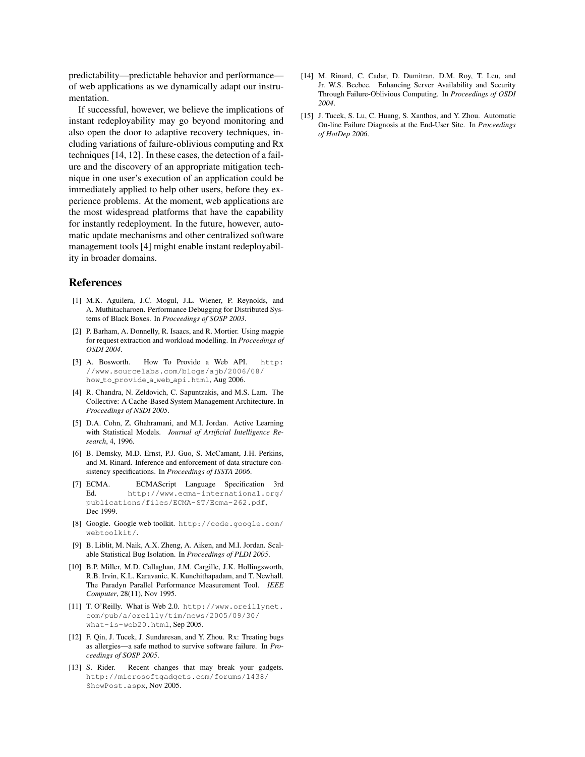predictability—predictable behavior and performance—of web applications as we dynamically adapt our instrumentation.

If successful, however, we believe the implications of instant redeployability may go beyond monitoring and also open the door to adaptive recovery techniques, including variations of failure-oblivious computing and Rx techniques [14, 12]. In these cases, the detection of a failure and the discovery of an appropriate mitigation technique in one user's execution of an application could be immediately applied to help other users, before they experience problems. At the moment, web applications are the most widespread platforms that have the capability for instantly redeployment. In the future, however, automatic update mechanisms and other centralized software management tools [4] might enable instant redeployability in broader domains.

## References

[1] M.K. Aguilera, J.C. Mogul, J.L. Wiener, P. Reynolds, and A. Muthitacharoen. Performance Debugging for Distributed Systems of Black Boxes. In *Proceedings of SOSP 2003*.

[2] P. Barham, A. Donnelly, R. Isaacs, and R. Mortier. Using magpie for request extraction and workload modelling. In *Proceedings of OSDI 2004*.

[3] A. Bosworth. How To Provide a Web API. `http://www.sourcelabs.com/blogs/ajb/2006/08/how_to_provide_a_web_api.html`, Aug 2006.

[4] R. Chandra, N. Zeldovich, C. Sapuntzakis, and M.S. Lam. The Collective: A Cache-Based System Management Architecture. In *Proceedings of NSDI 2005*.

[5] D.A. Cohn, Z. Ghahramani, and M.I. Jordan. Active Learning with Statistical Models. *Journal of Artificial Intelligence Research*, 4, 1996.

[6] B. Demsky, M.D. Ernst, P.J. Guo, S. McCamant, J.H. Perkins, and M. Rinard. Inference and enforcement of data structure consistency specifications. In *Proceedings of ISSTA 2006*.

[7] ECMA. ECMAScript Language Specification 3rd Ed. `http://www.ecma-international.org/publications/files/ECMA-ST/Ecma-262.pdf`, Dec 1999.

[8] Google. Google web toolkit. `http://code.google.com/webtoolkit/`.

[9] B. Liblit, M. Naik, A.X. Zheng, A. Aiken, and M.I. Jordan. Scalable Statistical Bug Isolation. In *Proceedings of PLDI 2005*.

[10] B.P. Miller, M.D. Callaghan, J.M. Cargille, J.K. Hollingsworth, R.B. Irvin, K.L. Karavanic, K. Kunchithapadam, and T. Newhall. The Paradyn Parallel Performance Measurement Tool. *IEEE Computer*, 28(11), Nov 1995.

[11] T. O'Reilly. What is Web 2.0. `http://www.oreillynet.com/pub/a/oreilly/tim/news/2005/09/30/what-is-web20.html`, Sep 2005.

[12] F. Qin, J. Tucek, J. Sundaresan, and Y. Zhou. Rx: Treating bugs as allergies—a safe method to survive software failure. In *Proceedings of SOSP 2005*.

[13] S. Rider. Recent changes that may break your gadgets. `http://microsoftgadgets.com/forums/1438/ShowPost.aspx`, Nov 2005.

[14] M. Rinard, C. Cadar, D. Dumitran, D.M. Roy, T. Leu, and Jr. W.S. Beebee. Enhancing Server Availability and Security Through Failure-Oblivious Computing. In *Proceedings of OSDI 2004*.

[15] J. Tucek, S. Lu, C. Huang, S. Xanthos, and Y. Zhou. Automatic On-line Failure Diagnosis at the End-User Site. In *Proceedings of HotDep 2006*.